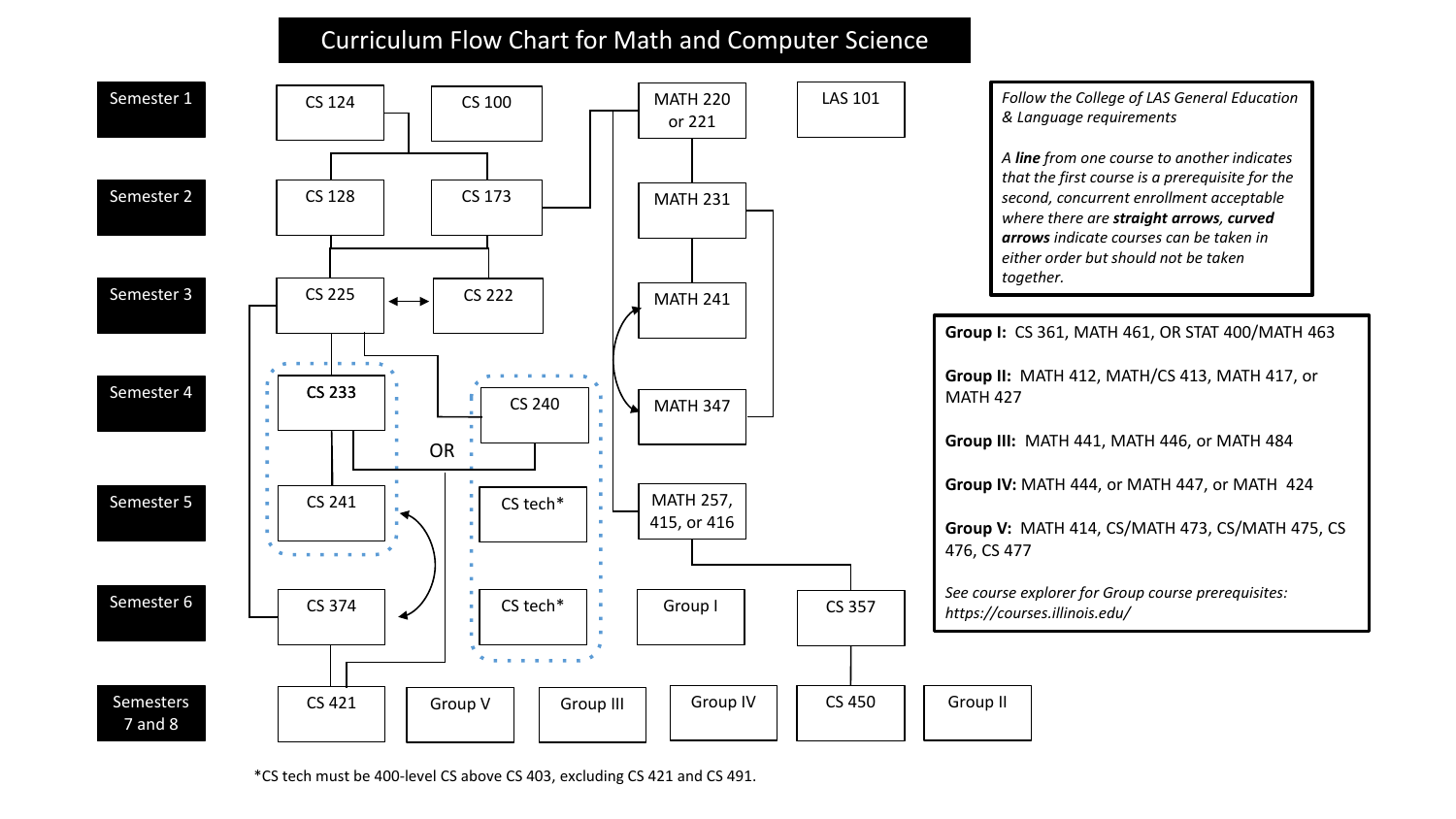# Curriculum Flow Chart for Math and Computer Science

| Semester | Courses |
| --- | --- |
| Semester 1 | CS 124, CS 100, MATH 220 or 221, LAS 101 |
| Semester 2 | CS 128, CS 173, MATH 231 |
| Semester 3 | CS 225, CS 222, MATH 241 |
| Semester 4 | CS 233 OR CS 240, MATH 347 |
| Semester 5 | CS 241, CS tech*, MATH 257, 415, or 416 |
| Semester 6 | CS 374, CS tech*, Group I, CS 357 |
| Semesters 7 and 8 | CS 421, Group V, Group III, Group IV, CS 450, Group II |

*Follow the College of LAS General Education & Language requirements*

*A **line** from one course to another indicates that the first course is a prerequisite for the second, concurrent enrollment acceptable where there are **straight arrows**, **curved arrows** indicate courses can be taken in either order but should not be taken together.*

**Group I:** CS 361, MATH 461, OR STAT 400/MATH 463

**Group II:** MATH 412, MATH/CS 413, MATH 417, or MATH 427

**Group III:** MATH 441, MATH 446, or MATH 484

**Group IV:** MATH 444, or MATH 447, or MATH 424

**Group V:** MATH 414, CS/MATH 473, CS/MATH 475, CS 476, CS 477

*See course explorer for Group course prerequisites: https://courses.illinois.edu/*

*CS tech must be 400-level CS above CS 403, excluding CS 421 and CS 491.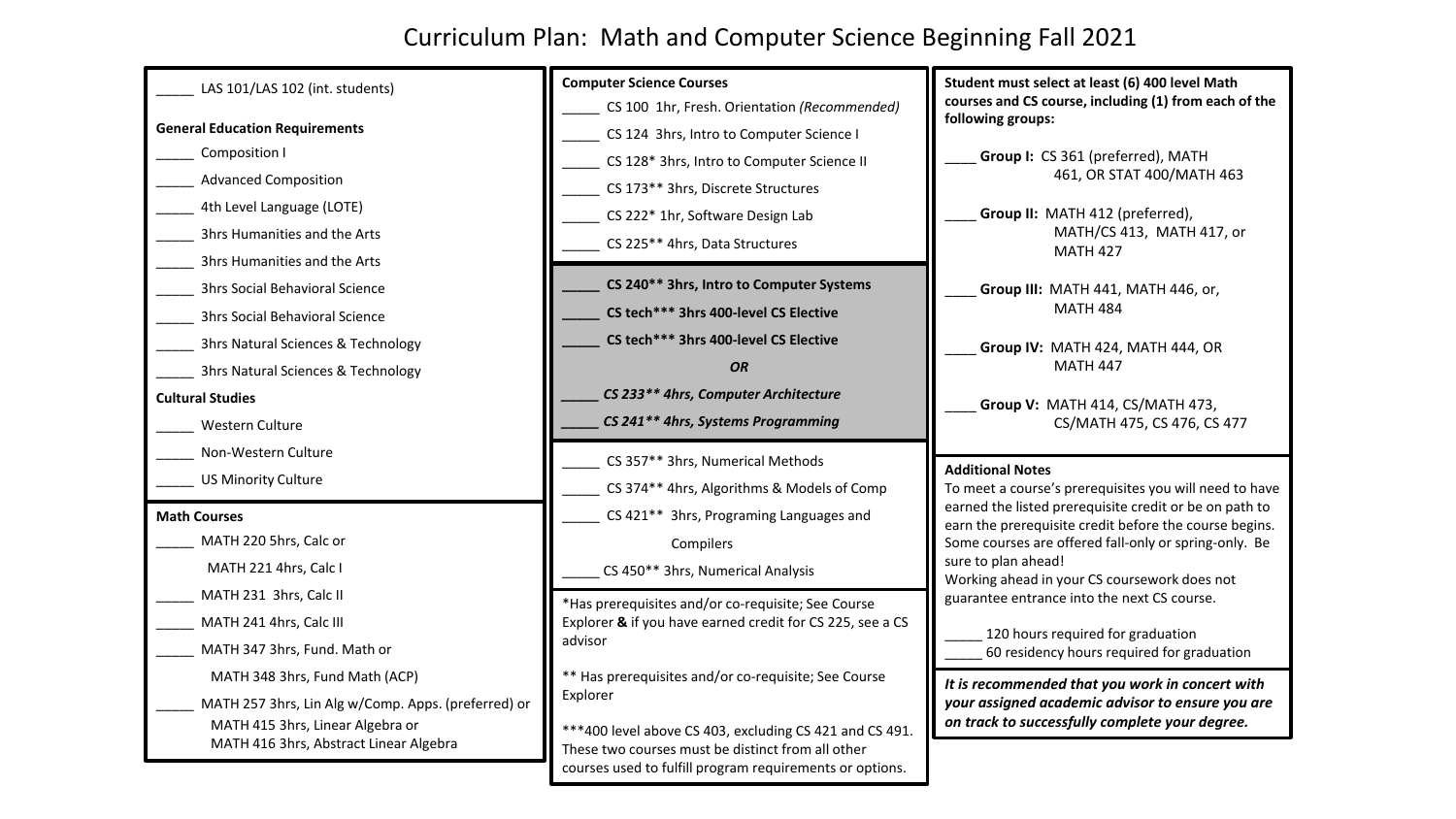# Curriculum Plan: Math and Computer Science Beginning Fall 2021

_____ LAS 101/LAS 102 (int. students)

**General Education Requirements**

- _____ Composition I
- _____ Advanced Composition
- _____ 4th Level Language (LOTE)
- _____ 3hrs Humanities and the Arts
- _____ 3hrs Humanities and the Arts
- _____ 3hrs Social Behavioral Science
- _____ 3hrs Social Behavioral Science
- _____ 3hrs Natural Sciences & Technology
- _____ 3hrs Natural Sciences & Technology

**Cultural Studies**

- _____ Western Culture
- _____ Non-Western Culture
- _____ US Minority Culture

**Math Courses**

- _____ MATH 220 5hrs, Calc or
  MATH 221 4hrs, Calc I
- _____ MATH 231 3hrs, Calc II
- _____ MATH 241 4hrs, Calc III
- _____ MATH 347 3hrs, Fund. Math or
  MATH 348 3hrs, Fund Math (ACP)
- _____ MATH 257 3hrs, Lin Alg w/Comp. Apps. (preferred) or
  MATH 415 3hrs, Linear Algebra or
  MATH 416 3hrs, Abstract Linear Algebra

**Computer Science Courses**

- _____ CS 100 1hr, Fresh. Orientation *(Recommended)*
- _____ CS 124 3hrs, Intro to Computer Science I
- _____ CS 128* 3hrs, Intro to Computer Science II
- _____ CS 173** 3hrs, Discrete Structures
- _____ CS 222* 1hr, Software Design Lab
- _____ CS 225** 4hrs, Data Structures

**_____ CS 240** 3hrs, Intro to Computer Systems**
**_____ CS tech*** 3hrs 400-level CS Elective**
**_____ CS tech*** 3hrs 400-level CS Elective**

***OR***

***_____ CS 233** 4hrs, Computer Architecture***
***_____ CS 241** 4hrs, Systems Programming***

- _____ CS 357** 3hrs, Numerical Methods
- _____ CS 374** 4hrs, Algorithms & Models of Comp
- _____ CS 421** 3hrs, Programing Languages and Compilers
- _____ CS 450** 3hrs, Numerical Analysis

*Has prerequisites and/or co-requisite; See Course Explorer **&** if you have earned credit for CS 225, see a CS advisor

** Has prerequisites and/or co-requisite; See Course Explorer

***400 level above CS 403, excluding CS 421 and CS 491. These two courses must be distinct from all other courses used to fulfill program requirements or options.

**Student must select at least (6) 400 level Math courses and CS course, including (1) from each of the following groups:**

- ____ **Group I:** CS 361 (preferred), MATH 461, OR STAT 400/MATH 463
- ____ **Group II:** MATH 412 (preferred), MATH/CS 413, MATH 417, or MATH 427
- ____ **Group III:** MATH 441, MATH 446, or, MATH 484
- ____ **Group IV:** MATH 424, MATH 444, OR MATH 447
- ____ **Group V:** MATH 414, CS/MATH 473, CS/MATH 475, CS 476, CS 477

**Additional Notes**

To meet a course's prerequisites you will need to have earned the listed prerequisite credit or be on path to earn the prerequisite credit before the course begins. Some courses are offered fall-only or spring-only. Be sure to plan ahead!

Working ahead in your CS coursework does not guarantee entrance into the next CS course.

- _____ 120 hours required for graduation
- _____ 60 residency hours required for graduation

***It is recommended that you work in concert with your assigned academic advisor to ensure you are on track to successfully complete your degree.***